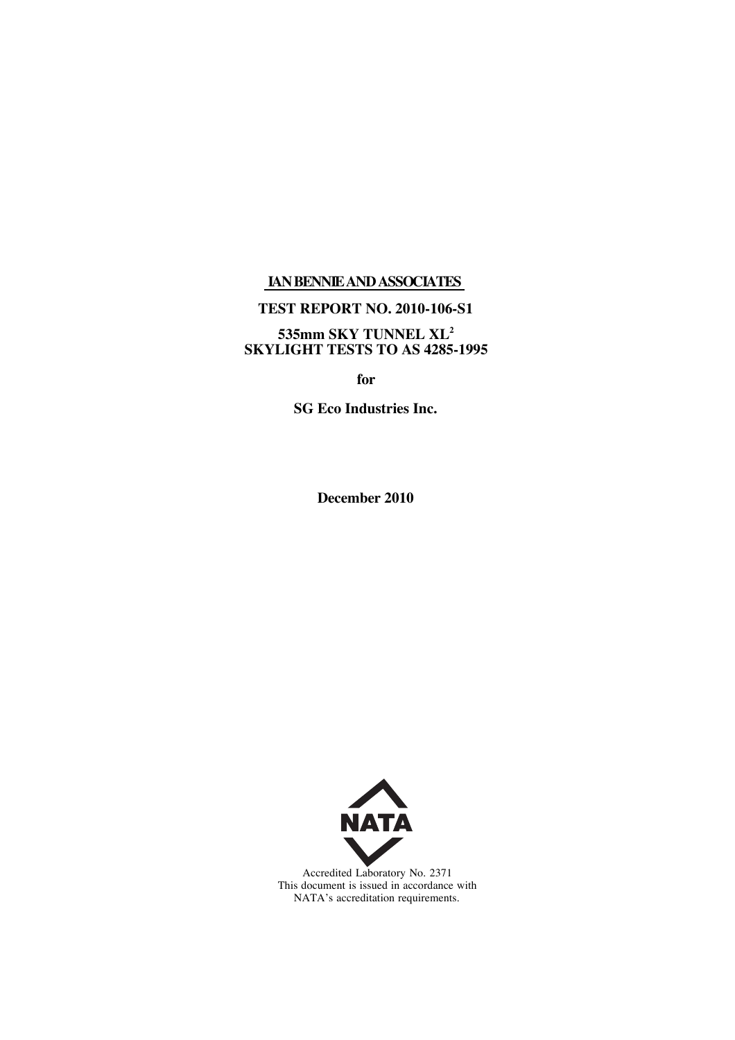**IAN BENNIE AND ASSOCIATES**

**TEST REPORT NO. 2010-106-S1**

**535mm SKY TUNNEL XL$^2$**
**SKYLIGHT TESTS TO AS 4285-1995**

**for**

**SG Eco Industries Inc.**

**December 2010**

NATA

Accredited Laboratory No. 2371
This document is issued in accordance with
NATA's accreditation requirements.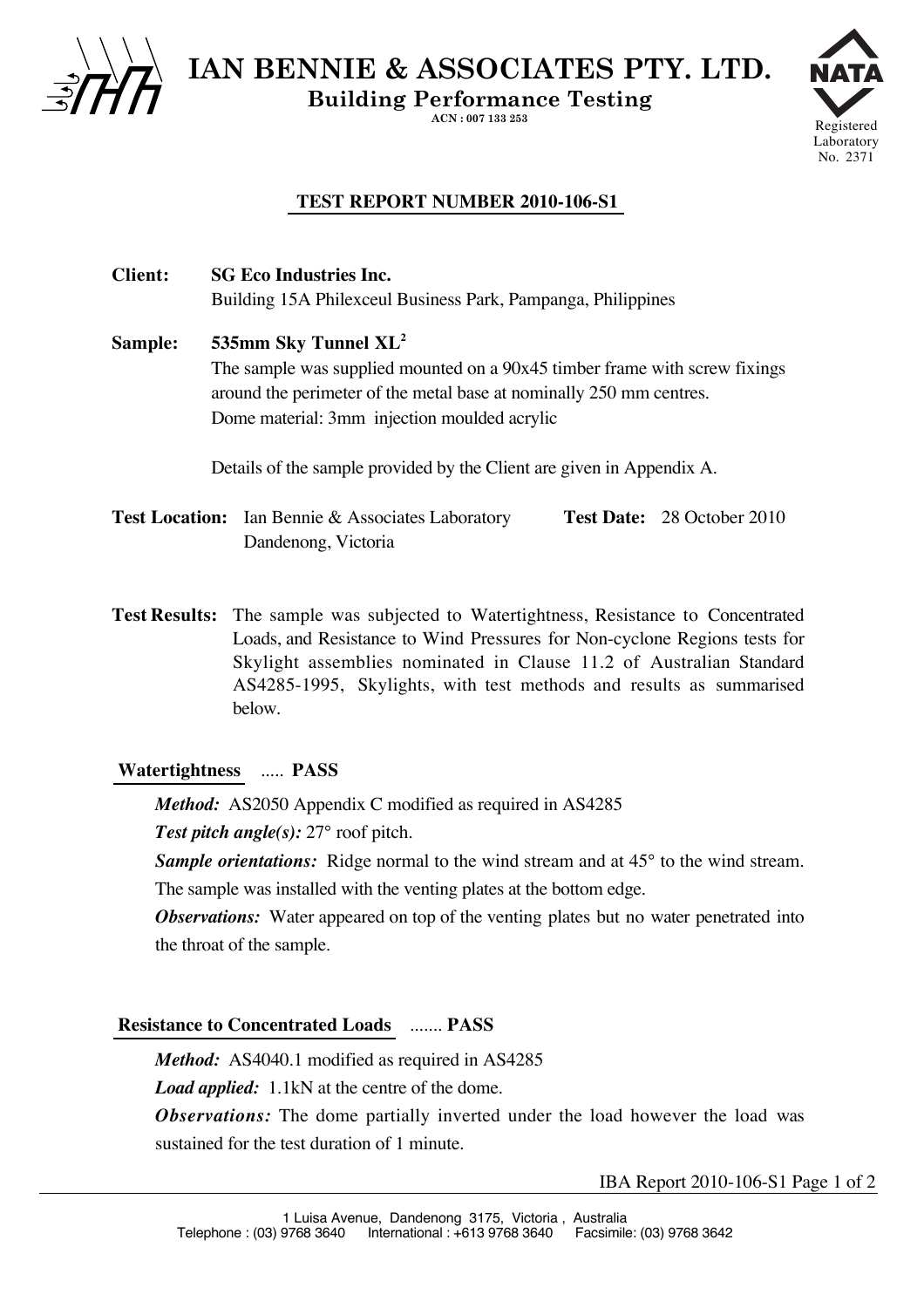# IAN BENNIE & ASSOCIATES PTY. LTD.

**Building Performance Testing**

**ACN : 007 133 253**

NATA Registered Laboratory No. 2371

## TEST REPORT NUMBER 2010-106-S1

**Client:** **SG Eco Industries Inc.**
Building 15A Philexceul Business Park, Pampanga, Philippines

**Sample:** **535mm Sky Tunnel XL$^2$**
The sample was supplied mounted on a 90x45 timber frame with screw fixings around the perimeter of the metal base at nominally 250 mm centres.
Dome material: 3mm injection moulded acrylic

Details of the sample provided by the Client are given in Appendix A.

**Test Location:** Ian Bennie & Associates Laboratory
Dandenong, Victoria

**Test Date:** 28 October 2010

**Test Results:** The sample was subjected to Watertightness, Resistance to Concentrated Loads, and Resistance to Wind Pressures for Non-cyclone Regions tests for Skylight assemblies nominated in Clause 11.2 of Australian Standard AS4285-1995, Skylights, with test methods and results as summarised below.

**Watertightness** ..... **PASS**

*Method:* AS2050 Appendix C modified as required in AS4285

*Test pitch angle(s):* 27° roof pitch.

*Sample orientations:* Ridge normal to the wind stream and at 45° to the wind stream. The sample was installed with the venting plates at the bottom edge.

*Observations:* Water appeared on top of the venting plates but no water penetrated into the throat of the sample.

**Resistance to Concentrated Loads** ....... **PASS**

*Method:* AS4040.1 modified as required in AS4285

*Load applied:* 1.1kN at the centre of the dome.

*Observations:* The dome partially inverted under the load however the load was sustained for the test duration of 1 minute.

1 Luisa Avenue, Dandenong 3175, Victoria , Australia
Telephone : (03) 9768 3640 International : +613 9768 3640 Facsimile: (03) 9768 3642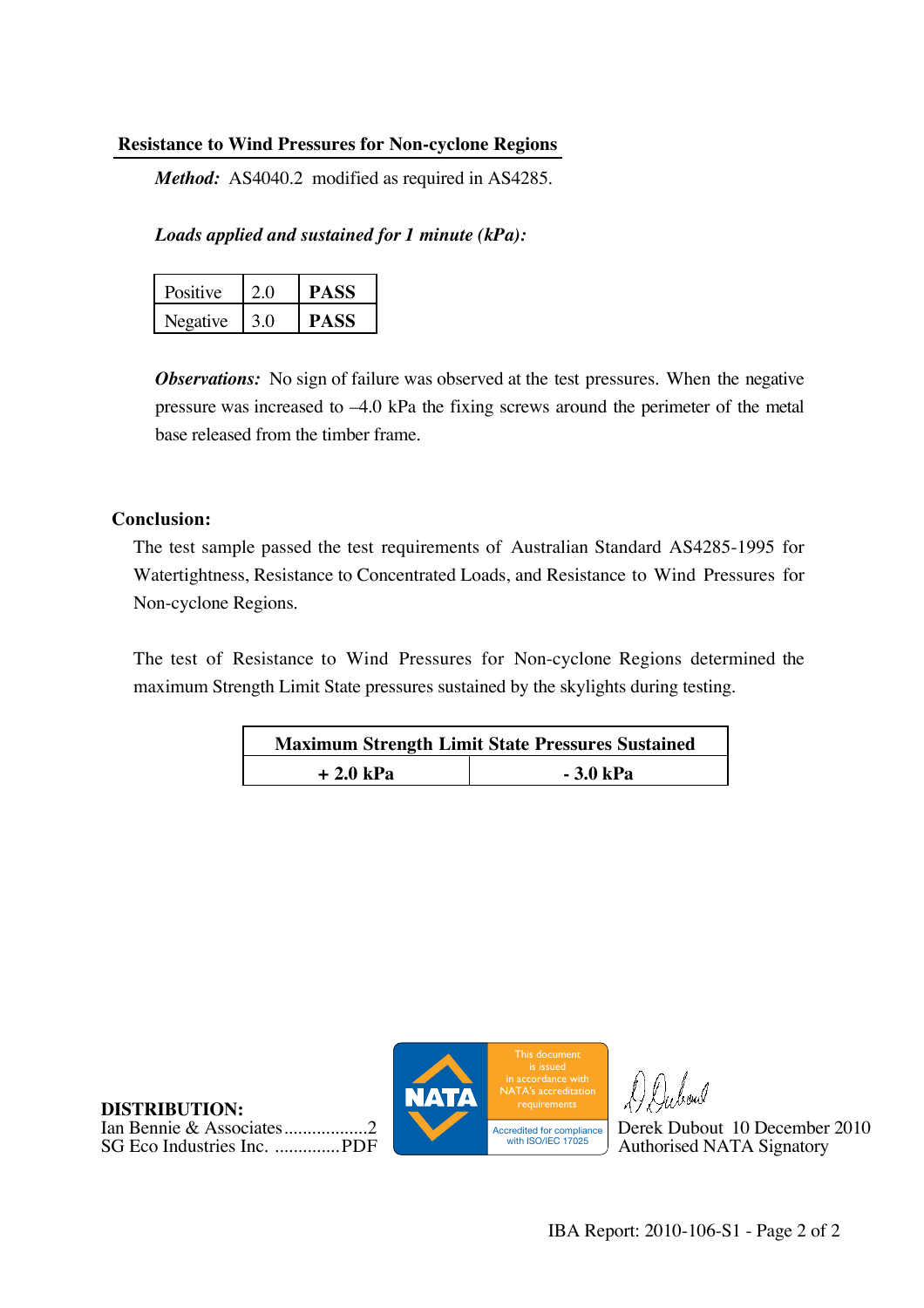## Resistance to Wind Pressures for Non-cyclone Regions

***Method:*** AS4040.2 modified as required in AS4285.

***Loads applied and sustained for 1 minute (kPa):***

| | | |
|---|---|---|
| Positive | 2.0 | **PASS** |
| Negative | 3.0 | **PASS** |

***Observations:*** No sign of failure was observed at the test pressures. When the negative pressure was increased to –4.0 kPa the fixing screws around the perimeter of the metal base released from the timber frame.

**Conclusion:**

The test sample passed the test requirements of Australian Standard AS4285-1995 for Watertightness, Resistance to Concentrated Loads, and Resistance to Wind Pressures for Non-cyclone Regions.

The test of Resistance to Wind Pressures for Non-cyclone Regions determined the maximum Strength Limit State pressures sustained by the skylights during testing.

| **Maximum Strength Limit State Pressures Sustained** | |
|---|---|
| **+ 2.0 kPa** | **- 3.0 kPa** |

**DISTRIBUTION:**
Ian Bennie & Associates..................2
SG Eco Industries Inc. .............PDF

NATA — This document is issued in accordance with NATA's accreditation requirements. Accredited for compliance with ISO/IEC 17025

Derek Dubout 10 December 2010
Authorised NATA Signatory

IBA Report: 2010-106-S1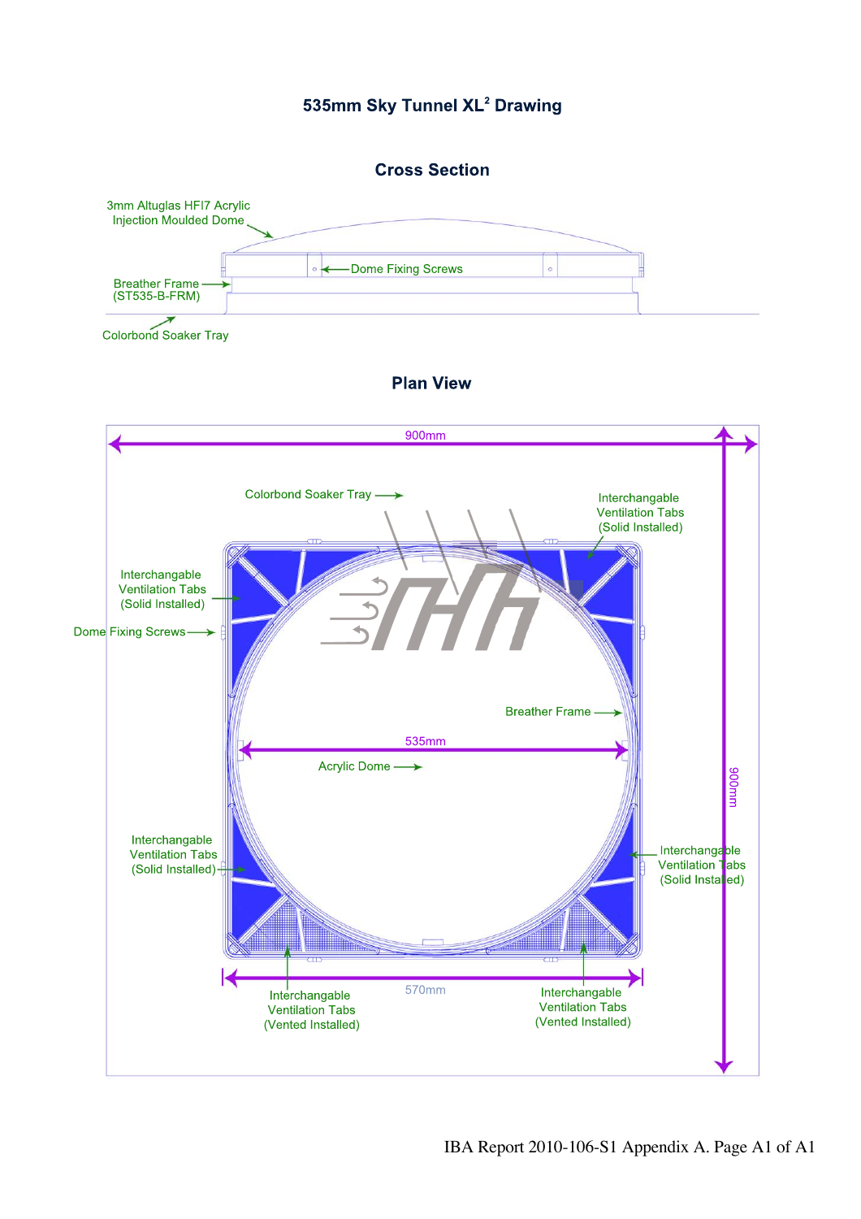# 535mm Sky Tunnel XL$^2$ Drawing

## Cross Section

3mm Altuglas HFI7 Acrylic Injection Moulded Dome

Dome Fixing Screws

Breather Frame (ST535-B-FRM)

Colorbond Soaker Tray

## Plan View

900mm

Colorbond Soaker Tray

Interchangable Ventilation Tabs (Solid Installed)

Interchangable Ventilation Tabs (Solid Installed)

Dome Fixing Screws

Breather Frame

535mm

Acrylic Dome

900mm

Interchangable Ventilation Tabs (Solid Installed)

Interchangable Ventilation Tabs (Solid Installed)

570mm

Interchangable Ventilation Tabs (Vented Installed)

Interchangable Ventilation Tabs (Vented Installed)

IBA Report 2010-106-S1 Appendix A. Page A1 of A1